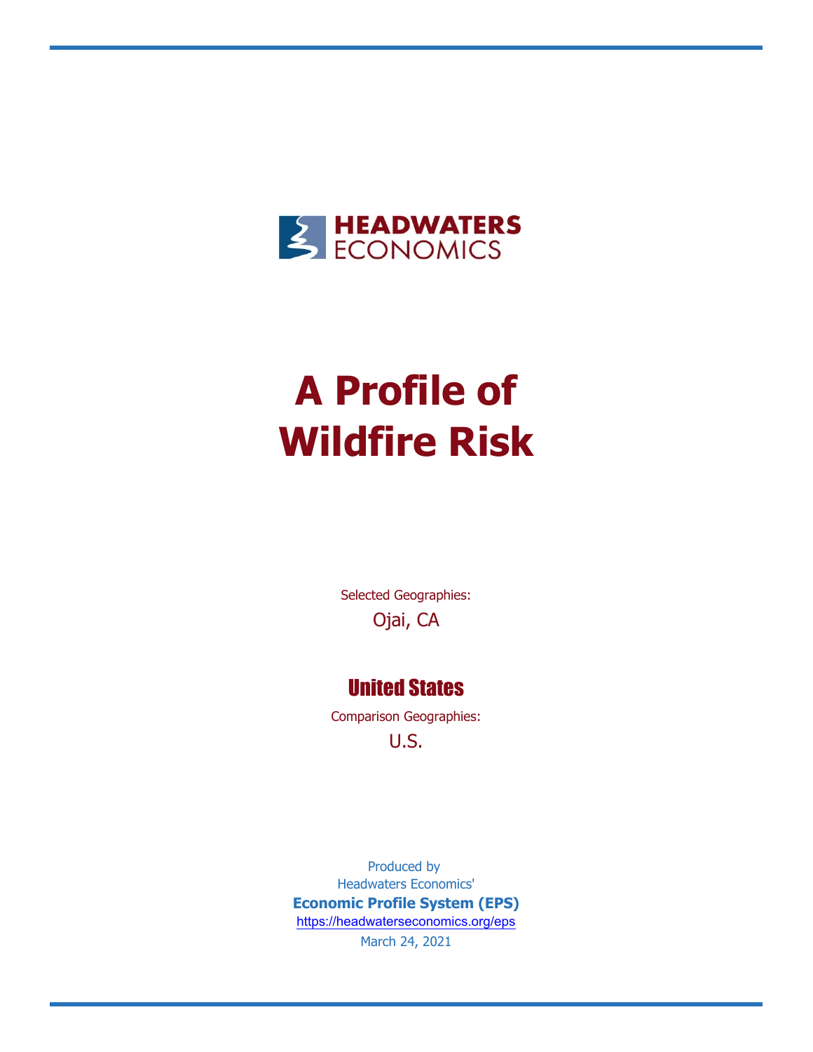HEADWATERS ECONOMICS

# A Profile of Wildfire Risk

Selected Geographies:

Ojai, CA

## United States

Comparison Geographies:

U.S.

Produced by
Headwaters Economics'
**Economic Profile System (EPS)**
https://headwaterseconomics.org/eps
March 24, 2021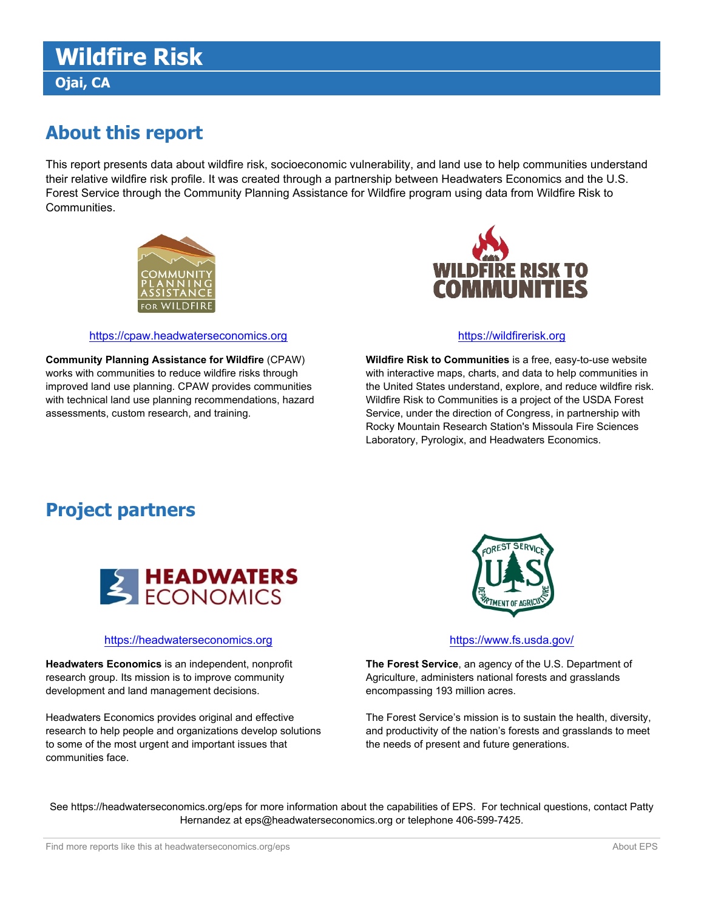# Wildfire Risk

## Ojai, CA

## About this report

This report presents data about wildfire risk, socioeconomic vulnerability, and land use to help communities understand their relative wildfire risk profile. It was created through a partnership between Headwaters Economics and the U.S. Forest Service through the Community Planning Assistance for Wildfire program using data from Wildfire Risk to Communities.

https://cpaw.headwaterseconomics.org

**Community Planning Assistance for Wildfire** (CPAW) works with communities to reduce wildfire risks through improved land use planning. CPAW provides communities with technical land use planning recommendations, hazard assessments, custom research, and training.

https://wildfirerisk.org

**Wildfire Risk to Communities** is a free, easy-to-use website with interactive maps, charts, and data to help communities in the United States understand, explore, and reduce wildfire risk. Wildfire Risk to Communities is a project of the USDA Forest Service, under the direction of Congress, in partnership with Rocky Mountain Research Station's Missoula Fire Sciences Laboratory, Pyrologix, and Headwaters Economics.

## Project partners

https://headwaterseconomics.org

**Headwaters Economics** is an independent, nonprofit research group. Its mission is to improve community development and land management decisions.

Headwaters Economics provides original and effective research to help people and organizations develop solutions to some of the most urgent and important issues that communities face.

https://www.fs.usda.gov/

**The Forest Service**, an agency of the U.S. Department of Agriculture, administers national forests and grasslands encompassing 193 million acres.

The Forest Service's mission is to sustain the health, diversity, and productivity of the nation's forests and grasslands to meet the needs of present and future generations.

See https://headwaterseconomics.org/eps for more information about the capabilities of EPS. For technical questions, contact Patty Hernandez at eps@headwaterseconomics.org or telephone 406-599-7425.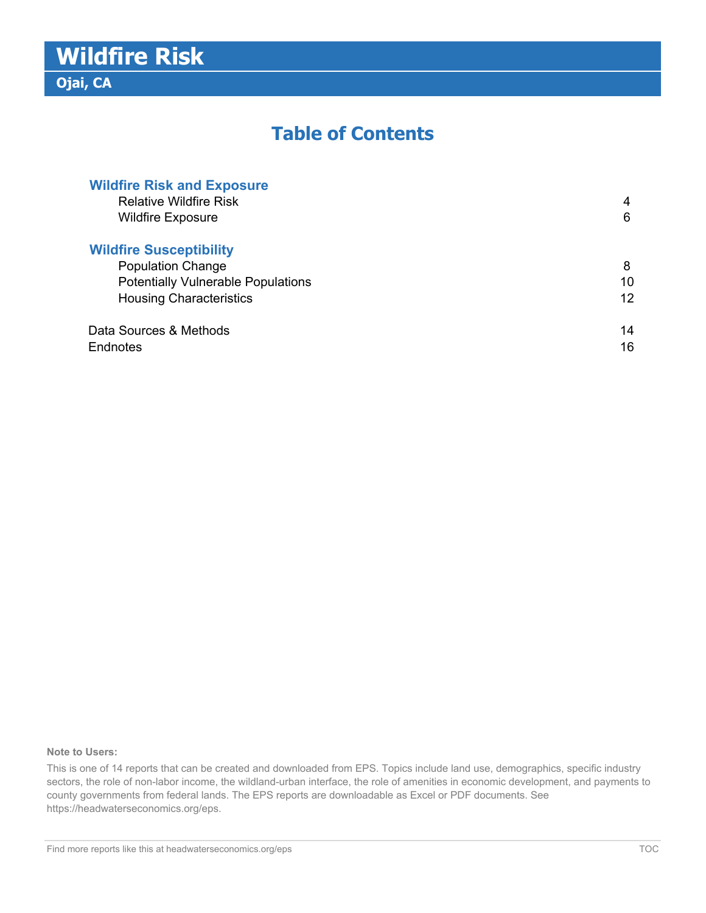# Wildfire Risk

## Ojai, CA

## Table of Contents

### Wildfire Risk and Exposure

| | |
|---|---|
| Relative Wildfire Risk | 4 |
| Wildfire Exposure | 6 |

### Wildfire Susceptibility

| | |
|---|---|
| Population Change | 8 |
| Potentially Vulnerable Populations | 10 |
| Housing Characteristics | 12 |

| | |
|---|---|
| Data Sources & Methods | 14 |
| Endnotes | 16 |

**Note to Users:**

This is one of 14 reports that can be created and downloaded from EPS. Topics include land use, demographics, specific industry sectors, the role of non-labor income, the wildland-urban interface, the role of amenities in economic development, and payments to county governments from federal lands. The EPS reports are downloadable as Excel or PDF documents. See https://headwaterseconomics.org/eps.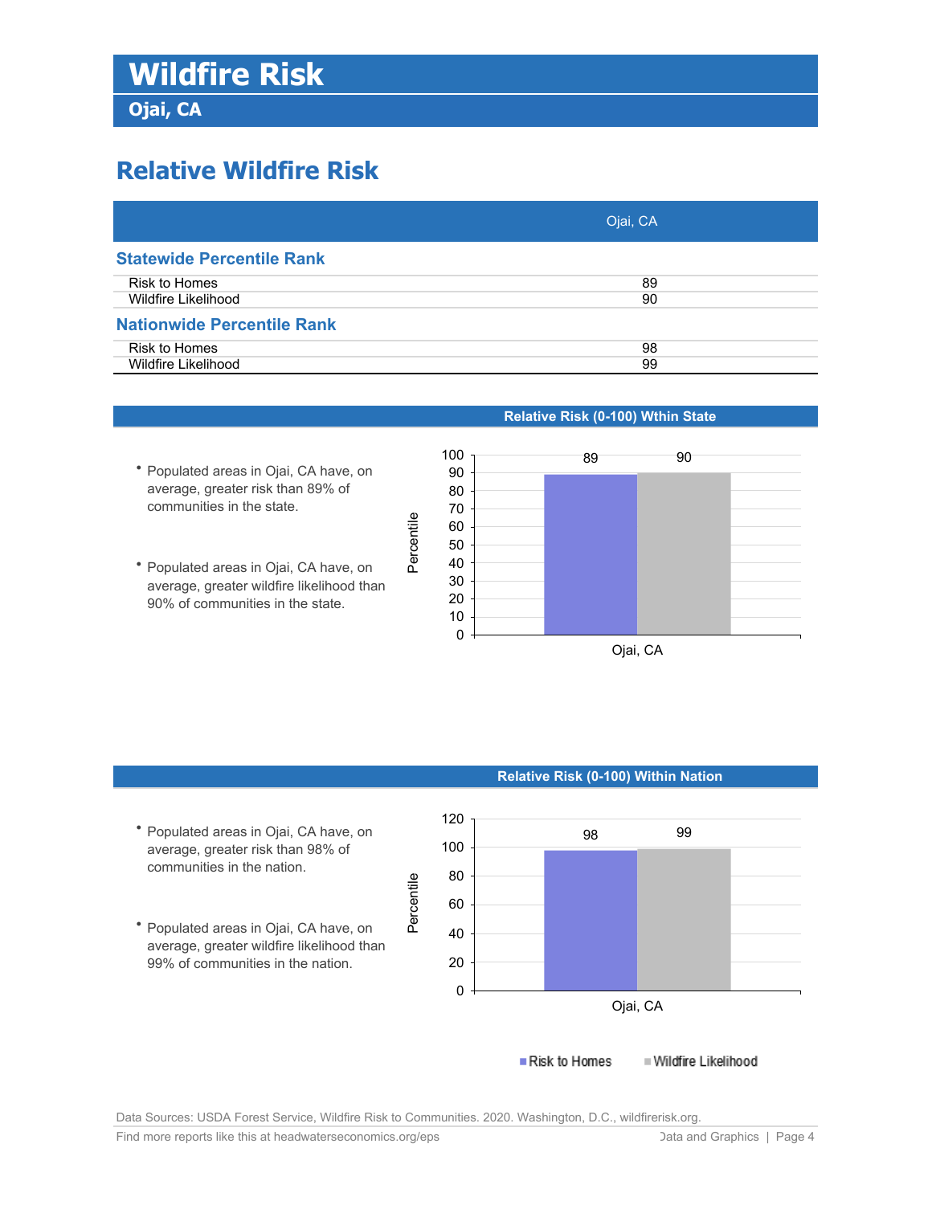# Wildfire Risk

## Ojai, CA

## Relative Wildfire Risk

| | Ojai, CA |
|---|---|
| **Statewide Percentile Rank** | |
| Risk to Homes | 89 |
| Wildfire Likelihood | 90 |
| **Nationwide Percentile Rank** | |
| Risk to Homes | 98 |
| Wildfire Likelihood | 99 |

### Relative Risk (0-100) Wthin State

- Populated areas in Ojai, CA have, on average, greater risk than 89% of communities in the state.
- Populated areas in Ojai, CA have, on average, greater wildfire likelihood than 90% of communities in the state.

| Ojai, CA | Percentile |
|---|---|
| Risk to Homes | 89 |
| Wildfire Likelihood | 90 |

### Relative Risk (0-100) Within Nation

- Populated areas in Ojai, CA have, on average, greater risk than 98% of communities in the nation.
- Populated areas in Ojai, CA have, on average, greater wildfire likelihood than 99% of communities in the nation.

| Ojai, CA | Percentile |
|---|---|
| Risk to Homes | 98 |
| Wildfire Likelihood | 99 |

Data Sources: USDA Forest Service, Wildfire Risk to Communities. 2020. Washington, D.C., wildfirerisk.org.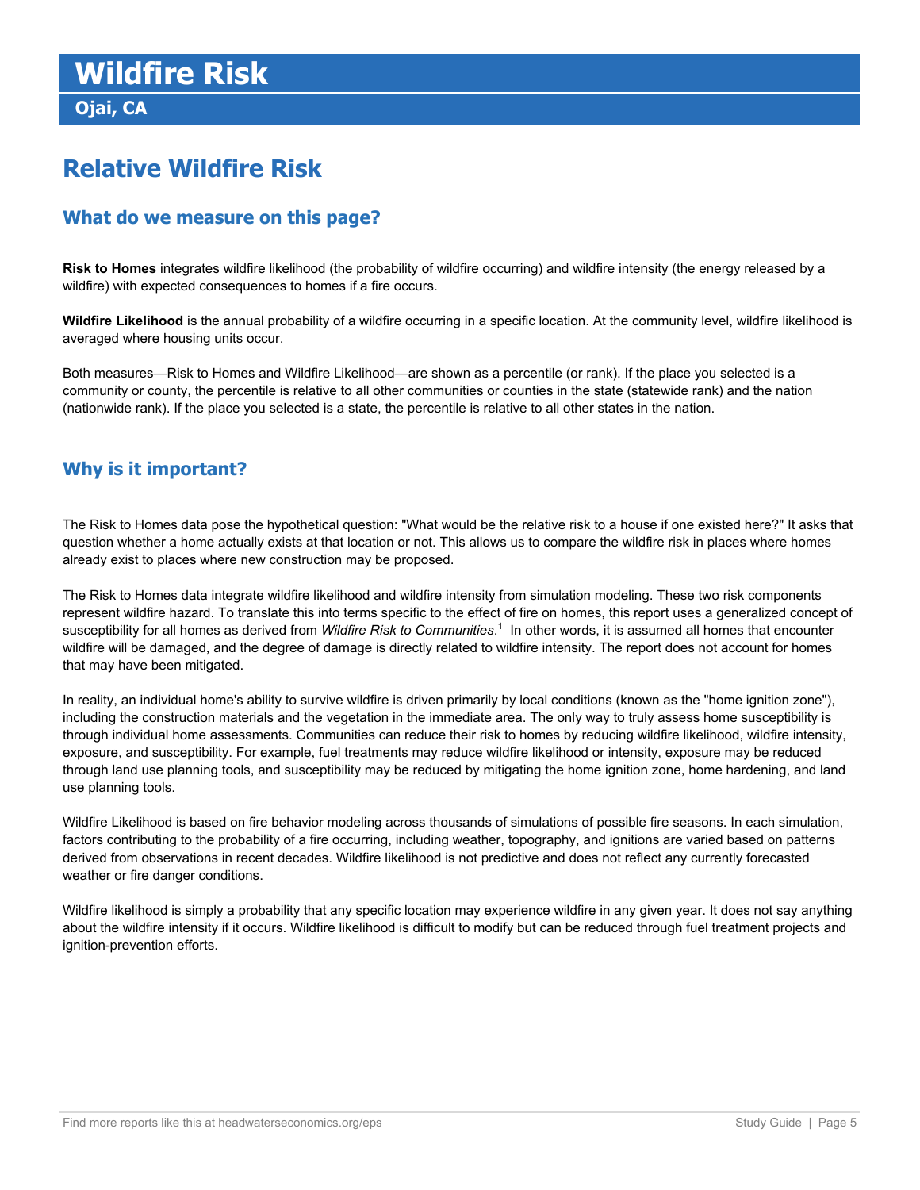# Wildfire Risk

## Ojai, CA

## Relative Wildfire Risk

### What do we measure on this page?

**Risk to Homes** integrates wildfire likelihood (the probability of wildfire occurring) and wildfire intensity (the energy released by a wildfire) with expected consequences to homes if a fire occurs.

**Wildfire Likelihood** is the annual probability of a wildfire occurring in a specific location. At the community level, wildfire likelihood is averaged where housing units occur.

Both measures—Risk to Homes and Wildfire Likelihood—are shown as a percentile (or rank). If the place you selected is a community or county, the percentile is relative to all other communities or counties in the state (statewide rank) and the nation (nationwide rank). If the place you selected is a state, the percentile is relative to all other states in the nation.

### Why is it important?

The Risk to Homes data pose the hypothetical question: "What would be the relative risk to a house if one existed here?" It asks that question whether a home actually exists at that location or not. This allows us to compare the wildfire risk in places where homes already exist to places where new construction may be proposed.

The Risk to Homes data integrate wildfire likelihood and wildfire intensity from simulation modeling. These two risk components represent wildfire hazard. To translate this into terms specific to the effect of fire on homes, this report uses a generalized concept of susceptibility for all homes as derived from *Wildfire Risk to Communities*.[1] In other words, it is assumed all homes that encounter wildfire will be damaged, and the degree of damage is directly related to wildfire intensity. The report does not account for homes that may have been mitigated.

In reality, an individual home's ability to survive wildfire is driven primarily by local conditions (known as the "home ignition zone"), including the construction materials and the vegetation in the immediate area. The only way to truly assess home susceptibility is through individual home assessments. Communities can reduce their risk to homes by reducing wildfire likelihood, wildfire intensity, exposure, and susceptibility. For example, fuel treatments may reduce wildfire likelihood or intensity, exposure may be reduced through land use planning tools, and susceptibility may be reduced by mitigating the home ignition zone, home hardening, and land use planning tools.

Wildfire Likelihood is based on fire behavior modeling across thousands of simulations of possible fire seasons. In each simulation, factors contributing to the probability of a fire occurring, including weather, topography, and ignitions are varied based on patterns derived from observations in recent decades. Wildfire likelihood is not predictive and does not reflect any currently forecasted weather or fire danger conditions.

Wildfire likelihood is simply a probability that any specific location may experience wildfire in any given year. It does not say anything about the wildfire intensity if it occurs. Wildfire likelihood is difficult to modify but can be reduced through fuel treatment projects and ignition-prevention efforts.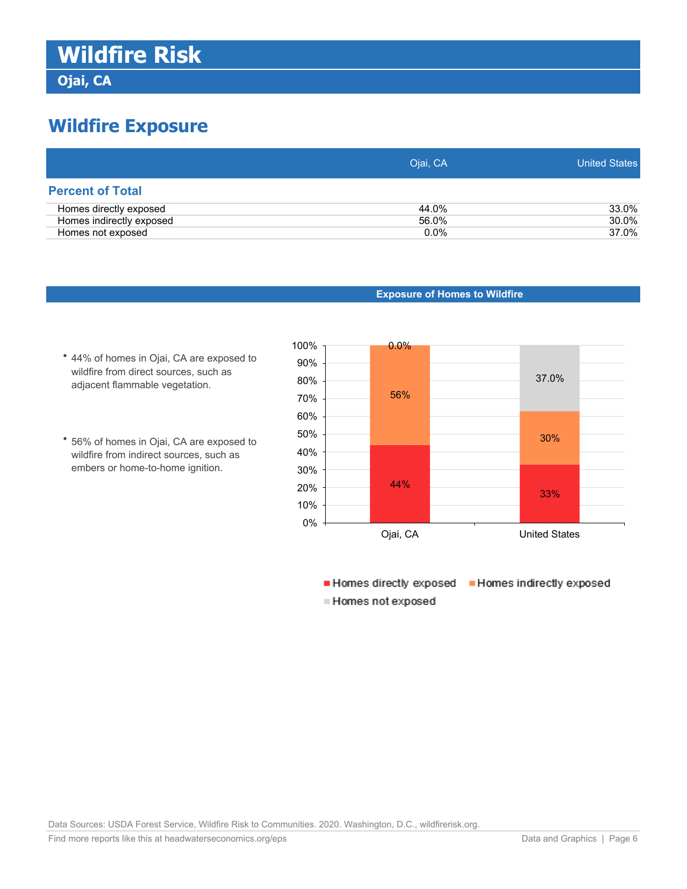# Wildfire Risk

## Ojai, CA

## Wildfire Exposure

| | Ojai, CA | United States |
|---|---|---|
| **Percent of Total** | | |
| Homes directly exposed | 44.0% | 33.0% |
| Homes indirectly exposed | 56.0% | 30.0% |
| Homes not exposed | 0.0% | 37.0% |

### Exposure of Homes to Wildfire

- 44% of homes in Ojai, CA are exposed to wildfire from direct sources, such as adjacent flammable vegetation.
- 56% of homes in Ojai, CA are exposed to wildfire from indirect sources, such as embers or home-to-home ignition.

| | Ojai, CA | United States |
|---|---|---|
| Homes directly exposed | 44% | 33% |
| Homes indirectly exposed | 56% | 30% |
| Homes not exposed | 0.0% | 37.0% |

Data Sources: USDA Forest Service, Wildfire Risk to Communities. 2020. Washington, D.C., wildfirerisk.org.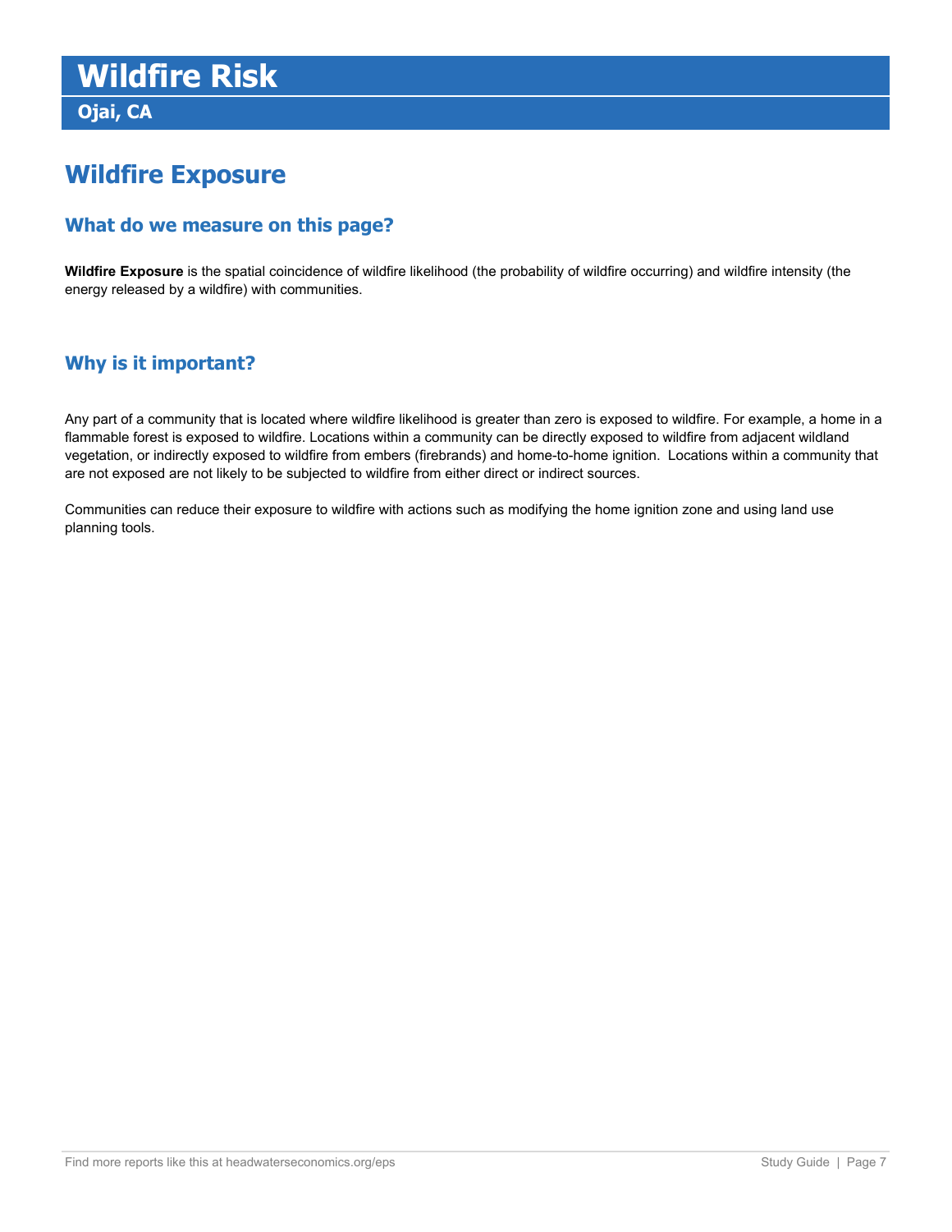# Wildfire Risk

## Ojai, CA

## Wildfire Exposure

### What do we measure on this page?

**Wildfire Exposure** is the spatial coincidence of wildfire likelihood (the probability of wildfire occurring) and wildfire intensity (the energy released by a wildfire) with communities.

### Why is it important?

Any part of a community that is located where wildfire likelihood is greater than zero is exposed to wildfire. For example, a home in a flammable forest is exposed to wildfire. Locations within a community can be directly exposed to wildfire from adjacent wildland vegetation, or indirectly exposed to wildfire from embers (firebrands) and home-to-home ignition. Locations within a community that are not exposed are not likely to be subjected to wildfire from either direct or indirect sources.

Communities can reduce their exposure to wildfire with actions such as modifying the home ignition zone and using land use planning tools.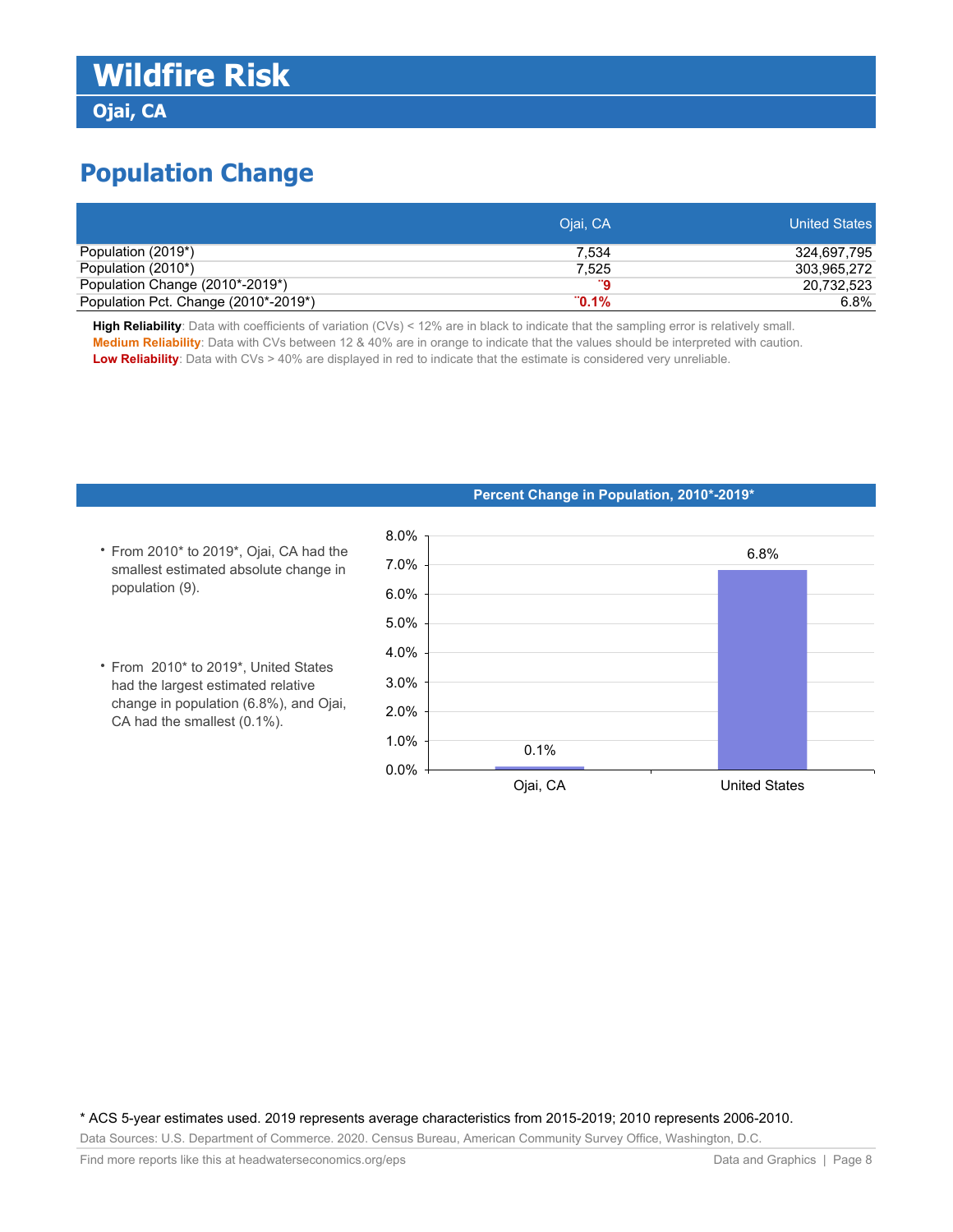# Wildfire Risk

## Ojai, CA

## Population Change

| | Ojai, CA | United States |
|---|---|---|
| Population (2019*) | 7,534 | 324,697,795 |
| Population (2010*) | 7,525 | 303,965,272 |
| Population Change (2010*-2019*) | ¨9 | 20,732,523 |
| Population Pct. Change (2010*-2019*) | ¨0.1% | 6.8% |

**High Reliability**: Data with coefficients of variation (CVs) < 12% are in black to indicate that the sampling error is relatively small.
**Medium Reliability**: Data with CVs between 12 & 40% are in orange to indicate that the values should be interpreted with caution.
**Low Reliability**: Data with CVs > 40% are displayed in red to indicate that the estimate is considered very unreliable.

**Percent Change in Population, 2010*-2019***

- From 2010* to 2019*, Ojai, CA had the smallest estimated absolute change in population (9).
- From 2010* to 2019*, United States had the largest estimated relative change in population (6.8%), and Ojai, CA had the smallest (0.1%).

| | Percent Change |
|---|---|
| Ojai, CA | 0.1% |
| United States | 6.8% |

\* ACS 5-year estimates used. 2019 represents average characteristics from 2015-2019; 2010 represents 2006-2010.

Data Sources: U.S. Department of Commerce. 2020. Census Bureau, American Community Survey Office, Washington, D.C.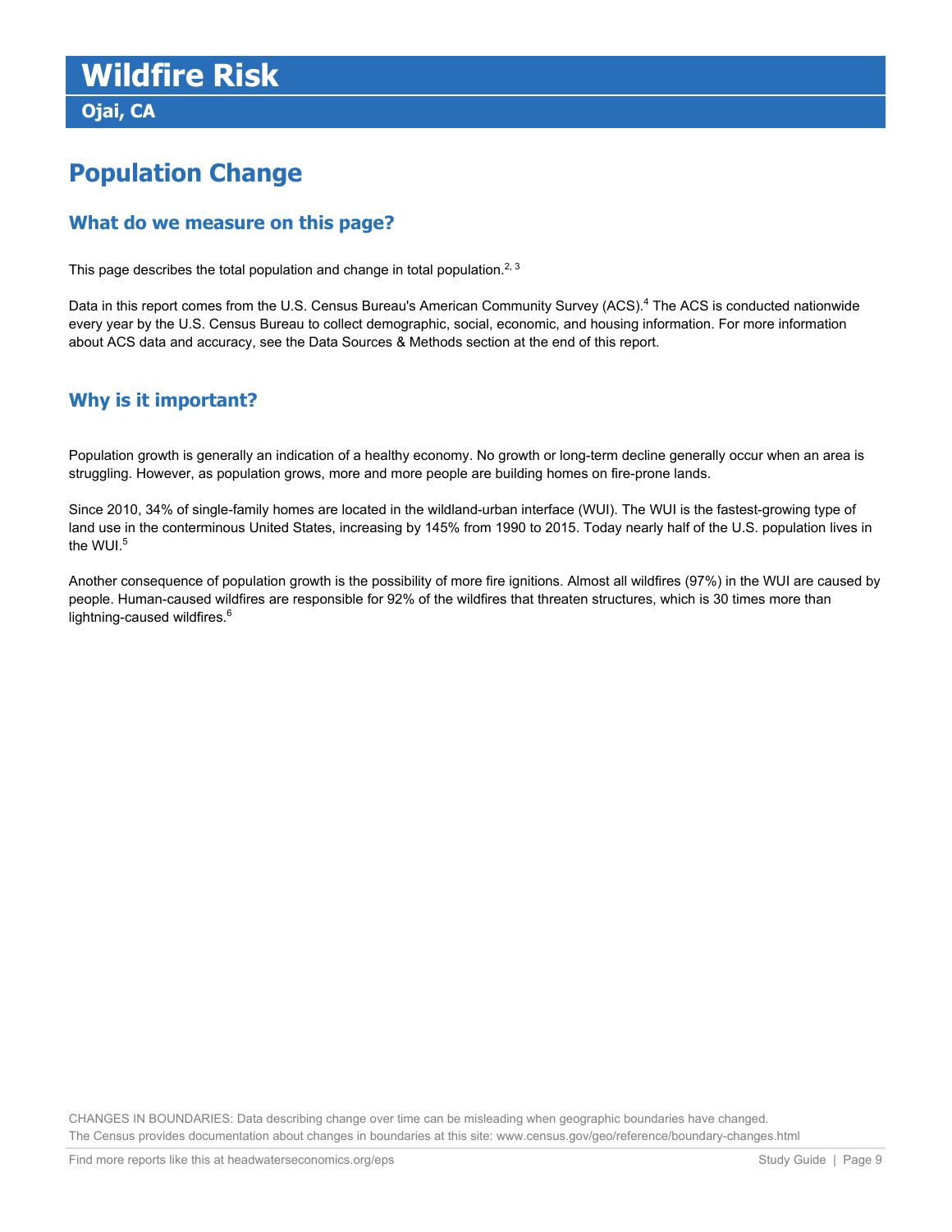# Wildfire Risk

## Ojai, CA

## Population Change

### What do we measure on this page?

This page describes the total population and change in total population.[2, 3]

Data in this report comes from the U.S. Census Bureau's American Community Survey (ACS).[4] The ACS is conducted nationwide every year by the U.S. Census Bureau to collect demographic, social, economic, and housing information. For more information about ACS data and accuracy, see the Data Sources & Methods section at the end of this report.

### Why is it important?

Population growth is generally an indication of a healthy economy. No growth or long-term decline generally occur when an area is struggling. However, as population grows, more and more people are building homes on fire-prone lands.

Since 2010, 34% of single-family homes are located in the wildland-urban interface (WUI). The WUI is the fastest-growing type of land use in the conterminous United States, increasing by 145% from 1990 to 2015. Today nearly half of the U.S. population lives in the WUI.[5]

Another consequence of population growth is the possibility of more fire ignitions. Almost all wildfires (97%) in the WUI are caused by people. Human-caused wildfires are responsible for 92% of the wildfires that threaten structures, which is 30 times more than lightning-caused wildfires.[6]

CHANGES IN BOUNDARIES: Data describing change over time can be misleading when geographic boundaries have changed. The Census provides documentation about changes in boundaries at this site: www.census.gov/geo/reference/boundary-changes.html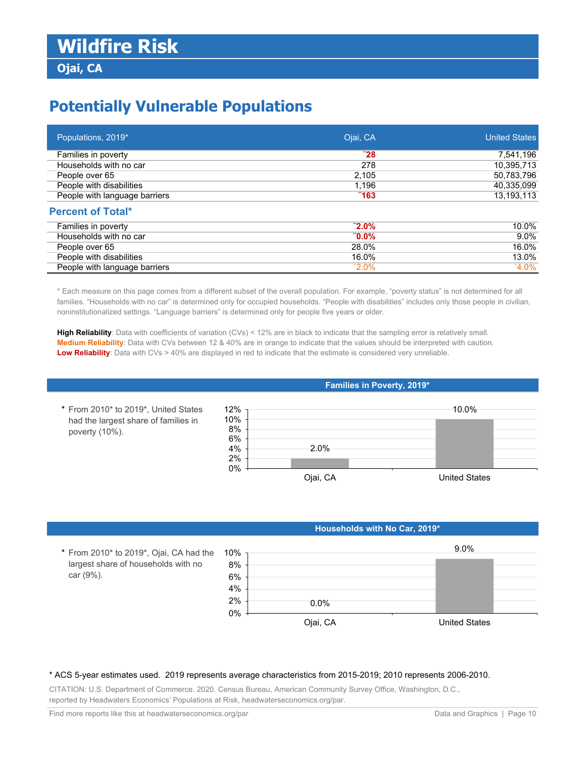# Wildfire Risk

## Ojai, CA

## Potentially Vulnerable Populations

| Populations, 2019* | Ojai, CA | United States |
|---|---|---|
| Families in poverty | ¨28 | 7,541,196 |
| Households with no car | 278 | 10,395,713 |
| People over 65 | 2,105 | 50,783,796 |
| People with disabilities | 1,196 | 40,335,099 |
| People with language barriers | ¨163 | 13,193,113 |

### Percent of Total*

| | Ojai, CA | United States |
|---|---|---|
| Families in poverty | ¨2.0% | 10.0% |
| Households with no car | ¨0.0% | 9.0% |
| People over 65 | 28.0% | 16.0% |
| People with disabilities | 16.0% | 13.0% |
| People with language barriers | ˆ2.0% | ˆ4.0% |

* Each measure on this page comes from a different subset of the overall population. For example, "poverty status" is not determined for all families. "Households with no car" is determined only for occupied households. "People with disabilities" includes only those people in civilian, noninstitutionalized settings. "Language barriers" is determined only for people five years or older.

**High Reliability**: Data with coefficients of variation (CVs) < 12% are in black to indicate that the sampling error is relatively small.
**Medium Reliability**: Data with CVs between 12 & 40% are in orange to indicate that the values should be interpreted with caution.
**Low Reliability**: Data with CVs > 40% are displayed in red to indicate that the estimate is considered very unreliable.

### Families in Poverty, 2019*

- From 2010* to 2019*, United States had the largest share of families in poverty (10%).

| | Families in Poverty, 2019* |
|---|---|
| Ojai, CA | 2.0% |
| United States | 10.0% |

### Households with No Car, 2019*

- From 2010* to 2019*, Ojai, CA had the largest share of households with no car (9%).

| | Households with No Car, 2019* |
|---|---|
| Ojai, CA | 0.0% |
| United States | 9.0% |

* ACS 5-year estimates used. 2019 represents average characteristics from 2015-2019; 2010 represents 2006-2010.

CITATION: U.S. Department of Commerce. 2020. Census Bureau, American Community Survey Office, Washington, D.C., reported by Headwaters Economics' Populations at Risk, headwaterseconomics.org/par.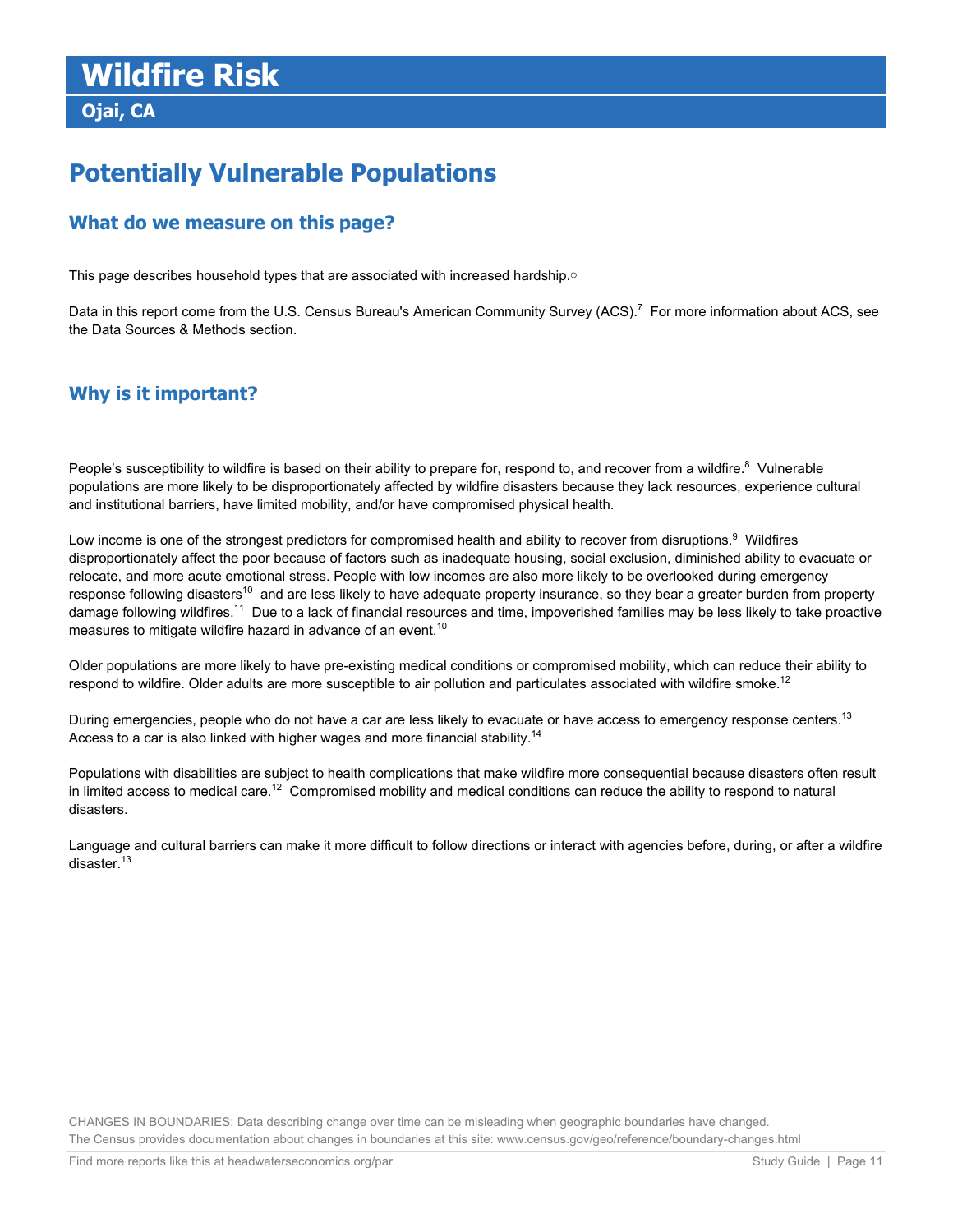# Wildfire Risk

**Ojai, CA**

## Potentially Vulnerable Populations

### What do we measure on this page?

This page describes household types that are associated with increased hardship.○

Data in this report come from the U.S. Census Bureau's American Community Survey (ACS).[7] For more information about ACS, see the Data Sources & Methods section.

### Why is it important?

People's susceptibility to wildfire is based on their ability to prepare for, respond to, and recover from a wildfire.[8] Vulnerable populations are more likely to be disproportionately affected by wildfire disasters because they lack resources, experience cultural and institutional barriers, have limited mobility, and/or have compromised physical health.

Low income is one of the strongest predictors for compromised health and ability to recover from disruptions.[9] Wildfires disproportionately affect the poor because of factors such as inadequate housing, social exclusion, diminished ability to evacuate or relocate, and more acute emotional stress. People with low incomes are also more likely to be overlooked during emergency response following disasters[10] and are less likely to have adequate property insurance, so they bear a greater burden from property damage following wildfires.[11] Due to a lack of financial resources and time, impoverished families may be less likely to take proactive measures to mitigate wildfire hazard in advance of an event.[10]

Older populations are more likely to have pre-existing medical conditions or compromised mobility, which can reduce their ability to respond to wildfire. Older adults are more susceptible to air pollution and particulates associated with wildfire smoke.[12]

During emergencies, people who do not have a car are less likely to evacuate or have access to emergency response centers.[13] Access to a car is also linked with higher wages and more financial stability.[14]

Populations with disabilities are subject to health complications that make wildfire more consequential because disasters often result in limited access to medical care.[12] Compromised mobility and medical conditions can reduce the ability to respond to natural disasters.

Language and cultural barriers can make it more difficult to follow directions or interact with agencies before, during, or after a wildfire disaster.[13]

CHANGES IN BOUNDARIES: Data describing change over time can be misleading when geographic boundaries have changed. The Census provides documentation about changes in boundaries at this site: www.census.gov/geo/reference/boundary-changes.html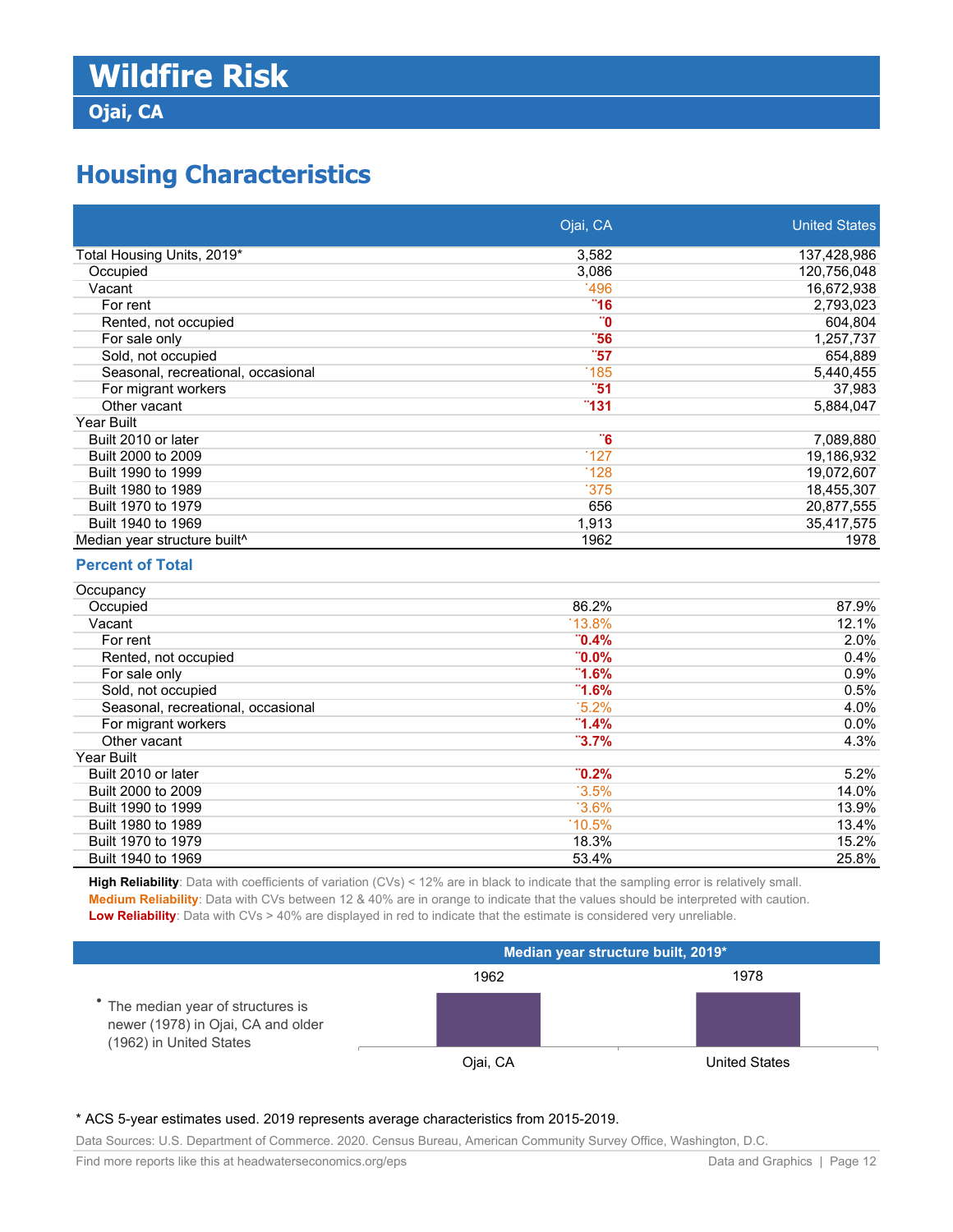# Wildfire Risk

## Ojai, CA

## Housing Characteristics

| | Ojai, CA | United States |
|---|---|---|
| Total Housing Units, 2019* | 3,582 | 137,428,986 |
| Occupied | 3,086 | 120,756,048 |
| Vacant | `496 | 16,672,938 |
| For rent | ¨16 | 2,793,023 |
| Rented, not occupied | ¨0 | 604,804 |
| For sale only | ¨56 | 1,257,737 |
| Sold, not occupied | ¨57 | 654,889 |
| Seasonal, recreational, occasional | `185 | 5,440,455 |
| For migrant workers | ¨51 | 37,983 |
| Other vacant | ¨131 | 5,884,047 |
| Year Built | | |
| Built 2010 or later | ¨6 | 7,089,880 |
| Built 2000 to 2009 | `127 | 19,186,932 |
| Built 1990 to 1999 | `128 | 19,072,607 |
| Built 1980 to 1989 | `375 | 18,455,307 |
| Built 1970 to 1979 | 656 | 20,877,555 |
| Built 1940 to 1969 | 1,913 | 35,417,575 |
| Median year structure built^ | 1962 | 1978 |

### Percent of Total

| | Ojai, CA | United States |
|---|---|---|
| Occupancy | | |
| Occupied | 86.2% | 87.9% |
| Vacant | `13.8% | 12.1% |
| For rent | ¨0.4% | 2.0% |
| Rented, not occupied | ¨0.0% | 0.4% |
| For sale only | ¨1.6% | 0.9% |
| Sold, not occupied | ¨1.6% | 0.5% |
| Seasonal, recreational, occasional | `5.2% | 4.0% |
| For migrant workers | ¨1.4% | 0.0% |
| Other vacant | ¨3.7% | 4.3% |
| Year Built | | |
| Built 2010 or later | ¨0.2% | 5.2% |
| Built 2000 to 2009 | `3.5% | 14.0% |
| Built 1990 to 1999 | `3.6% | 13.9% |
| Built 1980 to 1989 | `10.5% | 13.4% |
| Built 1970 to 1979 | 18.3% | 15.2% |
| Built 1940 to 1969 | 53.4% | 25.8% |

**High Reliability**: Data with coefficients of variation (CVs) < 12% are in black to indicate that the sampling error is relatively small.
**Medium Reliability**: Data with CVs between 12 & 40% are in orange to indicate that the values should be interpreted with caution.
**Low Reliability**: Data with CVs > 40% are displayed in red to indicate that the estimate is considered very unreliable.

**Median year structure built, 2019***

- The median year of structures is newer (1978) in Ojai, CA and older (1962) in United States

| Ojai, CA | United States |
|---|---|
| 1962 | 1978 |

\* ACS 5-year estimates used. 2019 represents average characteristics from 2015-2019.

Data Sources: U.S. Department of Commerce. 2020. Census Bureau, American Community Survey Office, Washington, D.C.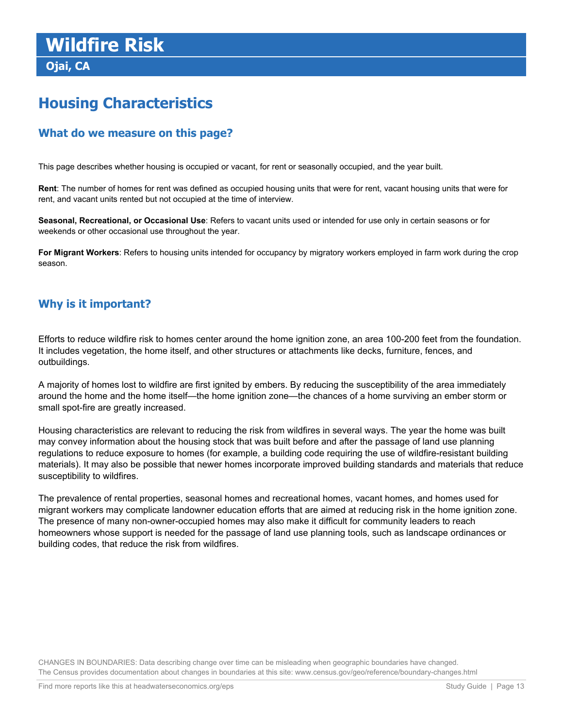# Wildfire Risk

## Ojai, CA

## Housing Characteristics

### What do we measure on this page?

This page describes whether housing is occupied or vacant, for rent or seasonally occupied, and the year built.

**Rent**: The number of homes for rent was defined as occupied housing units that were for rent, vacant housing units that were for rent, and vacant units rented but not occupied at the time of interview.

**Seasonal, Recreational, or Occasional Use**: Refers to vacant units used or intended for use only in certain seasons or for weekends or other occasional use throughout the year.

**For Migrant Workers**: Refers to housing units intended for occupancy by migratory workers employed in farm work during the crop season.

### Why is it important?

Efforts to reduce wildfire risk to homes center around the home ignition zone, an area 100-200 feet from the foundation. It includes vegetation, the home itself, and other structures or attachments like decks, furniture, fences, and outbuildings.

A majority of homes lost to wildfire are first ignited by embers. By reducing the susceptibility of the area immediately around the home and the home itself—the home ignition zone—the chances of a home surviving an ember storm or small spot-fire are greatly increased.

Housing characteristics are relevant to reducing the risk from wildfires in several ways. The year the home was built may convey information about the housing stock that was built before and after the passage of land use planning regulations to reduce exposure to homes (for example, a building code requiring the use of wildfire-resistant building materials). It may also be possible that newer homes incorporate improved building standards and materials that reduce susceptibility to wildfires.

The prevalence of rental properties, seasonal homes and recreational homes, vacant homes, and homes used for migrant workers may complicate landowner education efforts that are aimed at reducing risk in the home ignition zone. The presence of many non-owner-occupied homes may also make it difficult for community leaders to reach homeowners whose support is needed for the passage of land use planning tools, such as landscape ordinances or building codes, that reduce the risk from wildfires.

CHANGES IN BOUNDARIES: Data describing change over time can be misleading when geographic boundaries have changed. The Census provides documentation about changes in boundaries at this site: www.census.gov/geo/reference/boundary-changes.html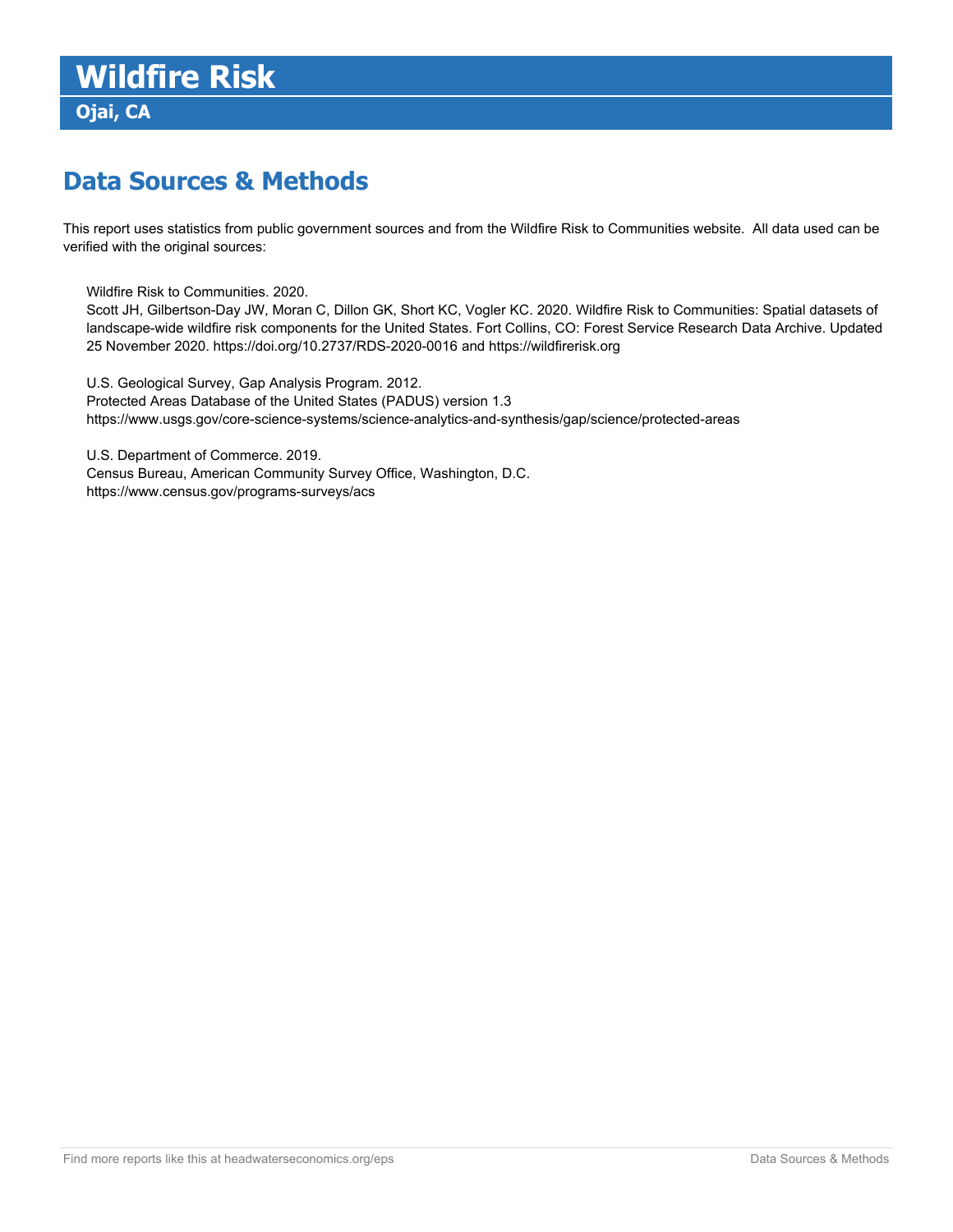# Wildfire Risk

## Ojai, CA

## Data Sources & Methods

This report uses statistics from public government sources and from the Wildfire Risk to Communities website. All data used can be verified with the original sources:

Wildfire Risk to Communities. 2020.
Scott JH, Gilbertson-Day JW, Moran C, Dillon GK, Short KC, Vogler KC. 2020. Wildfire Risk to Communities: Spatial datasets of landscape-wide wildfire risk components for the United States. Fort Collins, CO: Forest Service Research Data Archive. Updated 25 November 2020. https://doi.org/10.2737/RDS-2020-0016 and https://wildfirerisk.org

U.S. Geological Survey, Gap Analysis Program. 2012.
Protected Areas Database of the United States (PADUS) version 1.3
https://www.usgs.gov/core-science-systems/science-analytics-and-synthesis/gap/science/protected-areas

U.S. Department of Commerce. 2019.
Census Bureau, American Community Survey Office, Washington, D.C.
https://www.census.gov/programs-surveys/acs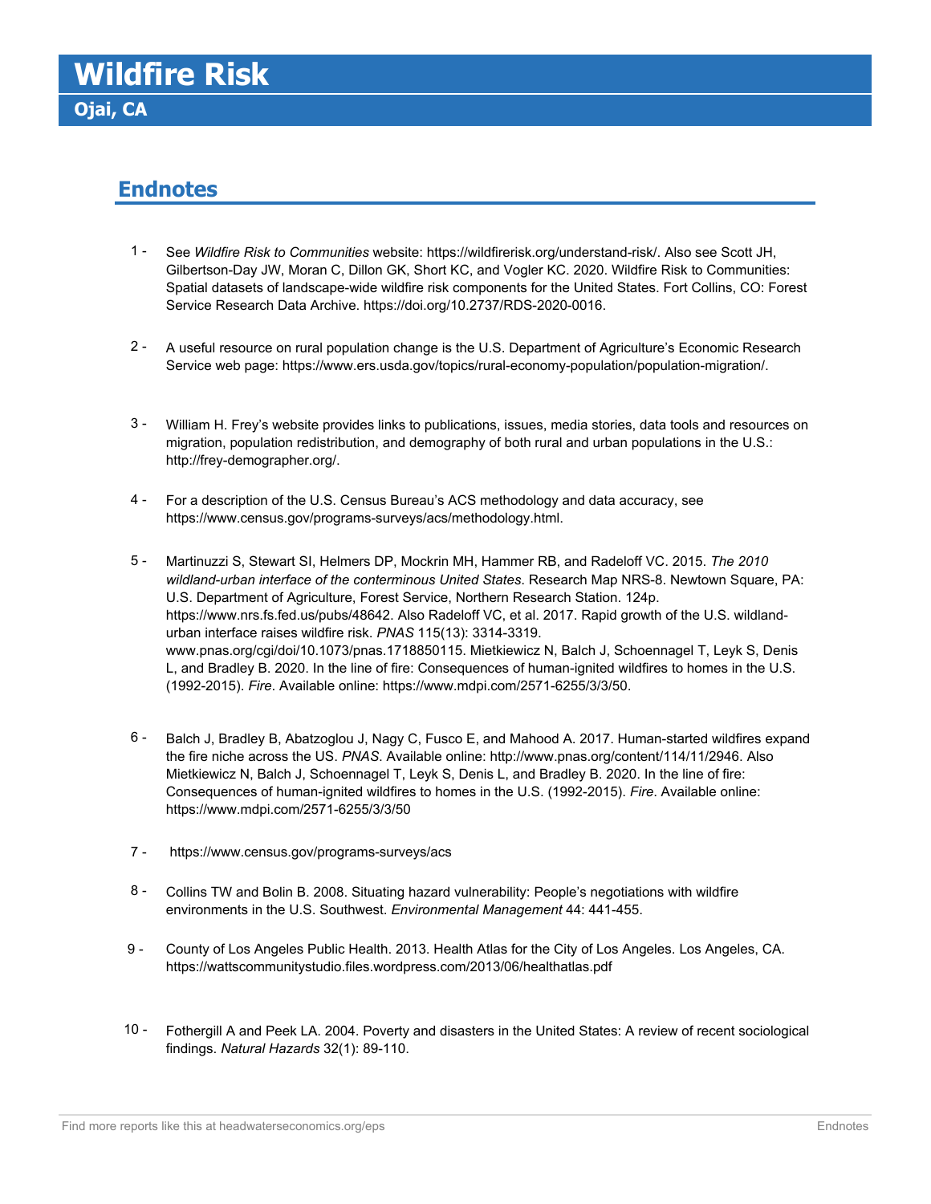# Wildfire Risk

## Ojai, CA

## Endnotes

1 - See *Wildfire Risk to Communities* website: https://wildfirerisk.org/understand-risk/. Also see Scott JH, Gilbertson-Day JW, Moran C, Dillon GK, Short KC, and Vogler KC. 2020. Wildfire Risk to Communities: Spatial datasets of landscape-wide wildfire risk components for the United States. Fort Collins, CO: Forest Service Research Data Archive. https://doi.org/10.2737/RDS-2020-0016.

2 - A useful resource on rural population change is the U.S. Department of Agriculture's Economic Research Service web page: https://www.ers.usda.gov/topics/rural-economy-population/population-migration/.

3 - William H. Frey's website provides links to publications, issues, media stories, data tools and resources on migration, population redistribution, and demography of both rural and urban populations in the U.S.: http://frey-demographer.org/.

4 - For a description of the U.S. Census Bureau's ACS methodology and data accuracy, see https://www.census.gov/programs-surveys/acs/methodology.html.

5 - Martinuzzi S, Stewart SI, Helmers DP, Mockrin MH, Hammer RB, and Radeloff VC. 2015. *The 2010 wildland-urban interface of the conterminous United States*. Research Map NRS-8. Newtown Square, PA: U.S. Department of Agriculture, Forest Service, Northern Research Station. 124p. https://www.nrs.fs.fed.us/pubs/48642. Also Radeloff VC, et al. 2017. Rapid growth of the U.S. wildland-urban interface raises wildfire risk. *PNAS* 115(13): 3314-3319. www.pnas.org/cgi/doi/10.1073/pnas.1718850115. Mietkiewicz N, Balch J, Schoennagel T, Leyk S, Denis L, and Bradley B. 2020. In the line of fire: Consequences of human-ignited wildfires to homes in the U.S. (1992-2015). *Fire*. Available online: https://www.mdpi.com/2571-6255/3/3/50.

6 - Balch J, Bradley B, Abatzoglou J, Nagy C, Fusco E, and Mahood A. 2017. Human-started wildfires expand the fire niche across the US. *PNAS*. Available online: http://www.pnas.org/content/114/11/2946. Also Mietkiewicz N, Balch J, Schoennagel T, Leyk S, Denis L, and Bradley B. 2020. In the line of fire: Consequences of human-ignited wildfires to homes in the U.S. (1992-2015). *Fire*. Available online: https://www.mdpi.com/2571-6255/3/3/50

7 - https://www.census.gov/programs-surveys/acs

8 - Collins TW and Bolin B. 2008. Situating hazard vulnerability: People's negotiations with wildfire environments in the U.S. Southwest. *Environmental Management* 44: 441-455.

9 - County of Los Angeles Public Health. 2013. Health Atlas for the City of Los Angeles. Los Angeles, CA. https://wattscommunitystudio.files.wordpress.com/2013/06/healthatlas.pdf

10 - Fothergill A and Peek LA. 2004. Poverty and disasters in the United States: A review of recent sociological findings. *Natural Hazards* 32(1): 89-110.